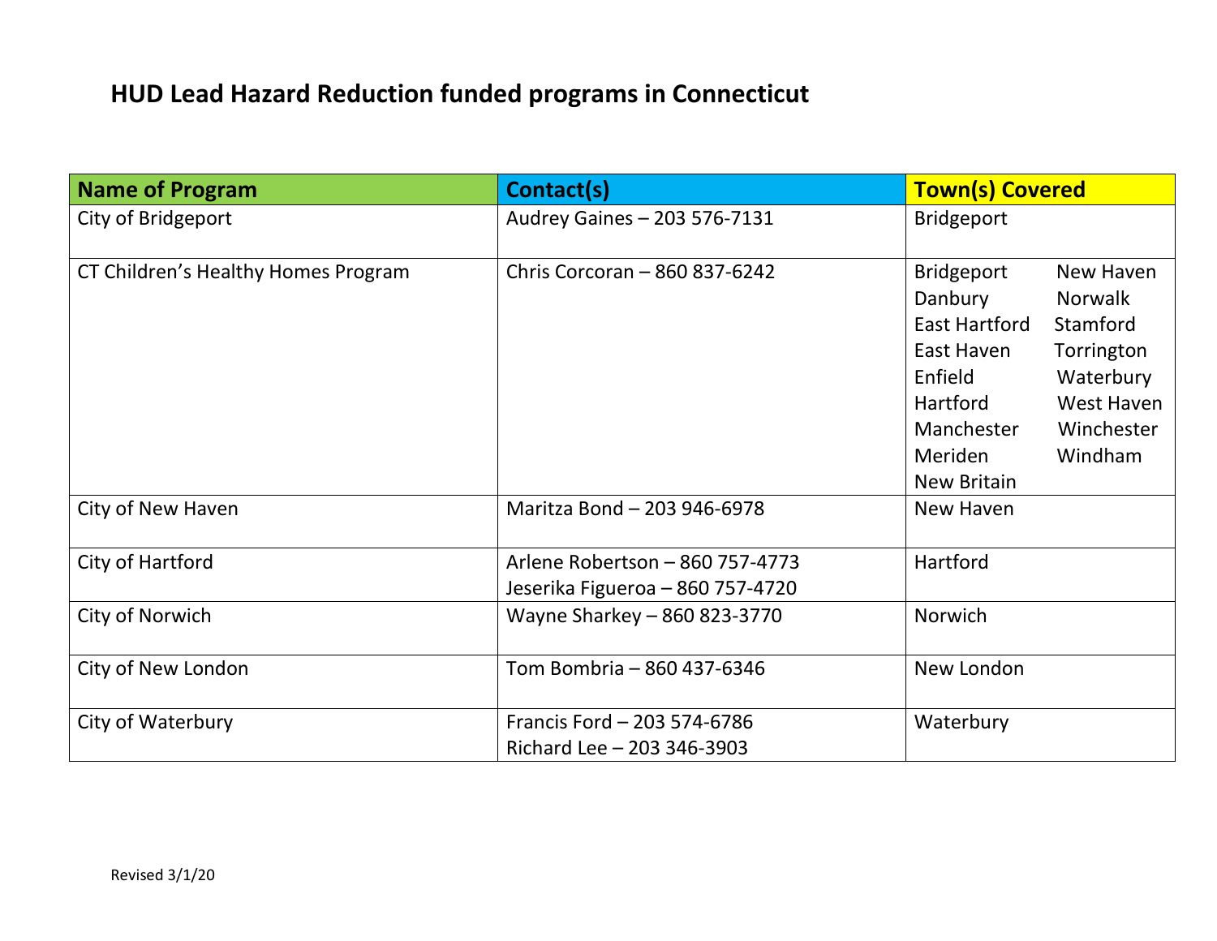# HUD Lead Hazard Reduction funded programs in Connecticut

| Name of Program | Contact(s) | Town(s) Covered |
|---|---|---|
| City of Bridgeport | Audrey Gaines – 203 576-7131 | Bridgeport |
| CT Children's Healthy Homes Program | Chris Corcoran – 860 837-6242 | Bridgeport, Danbury, East Hartford, East Haven, Enfield, Hartford, Manchester, Meriden, New Britain, New Haven, Norwalk, Stamford, Torrington, Waterbury, West Haven, Winchester, Windham |
| City of New Haven | Maritza Bond – 203 946-6978 | New Haven |
| City of Hartford | Arlene Robertson – 860 757-4773<br>Jeserika Figueroa – 860 757-4720 | Hartford |
| City of Norwich | Wayne Sharkey – 860 823-3770 | Norwich |
| City of New London | Tom Bombria – 860 437-6346 | New London |
| City of Waterbury | Francis Ford – 203 574-6786<br>Richard Lee – 203 346-3903 | Waterbury |

Revised 3/1/20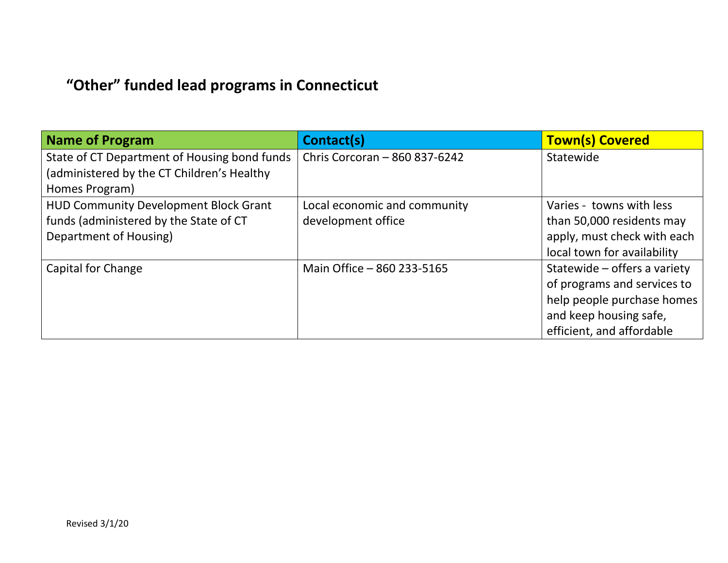## "Other" funded lead programs in Connecticut

| Name of Program | Contact(s) | Town(s) Covered |
|---|---|---|
| State of CT Department of Housing bond funds (administered by the CT Children's Healthy Homes Program) | Chris Corcoran – 860 837-6242 | Statewide |
| HUD Community Development Block Grant funds (administered by the State of CT Department of Housing) | Local economic and community development office | Varies - towns with less than 50,000 residents may apply, must check with each local town for availability |
| Capital for Change | Main Office – 860 233-5165 | Statewide – offers a variety of programs and services to help people purchase homes and keep housing safe, efficient, and affordable |

Revised 3/1/20